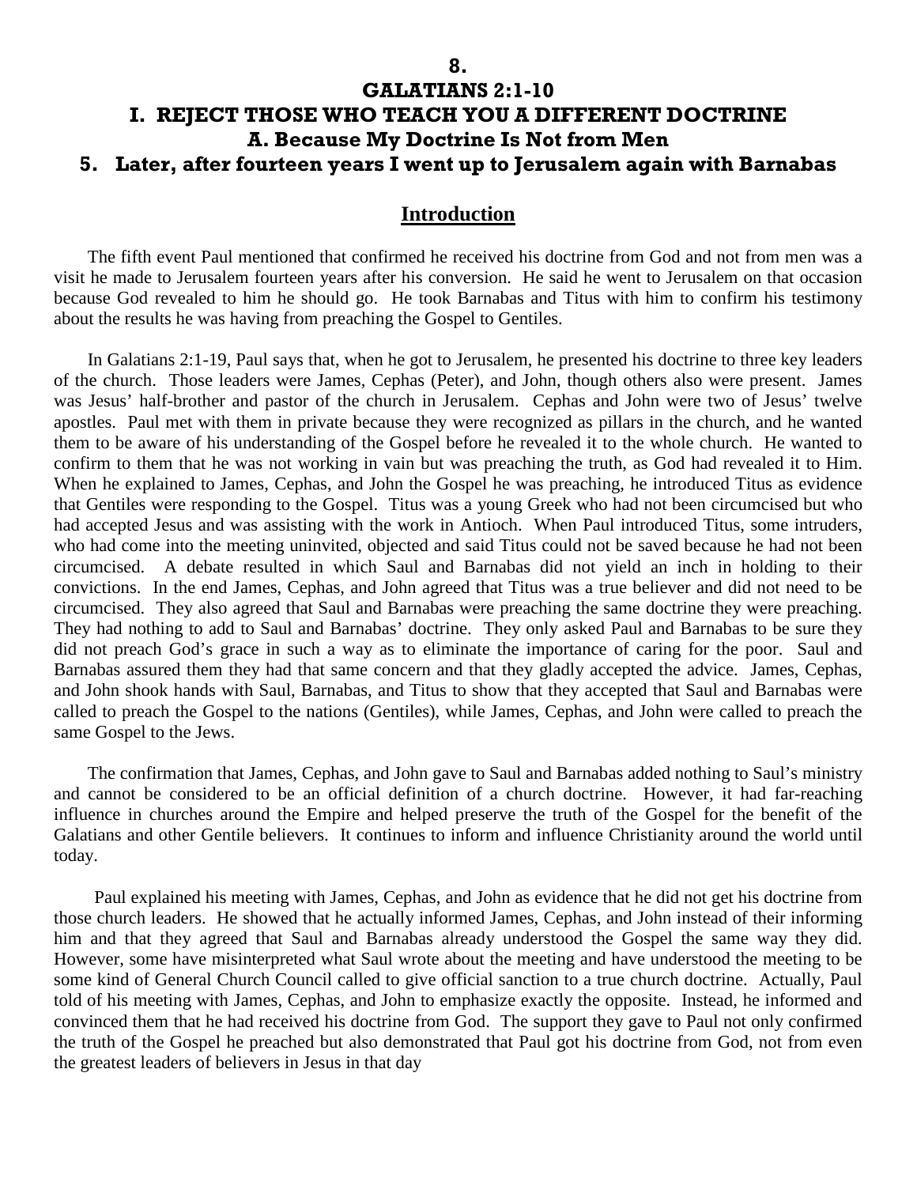# 8.

# GALATIANS 2:1-10

# I. REJECT THOSE WHO TEACH YOU A DIFFERENT DOCTRINE

## A. Because My Doctrine Is Not from Men

### 5. Later, after fourteen years I went up to Jerusalem again with Barnabas

## Introduction

The fifth event Paul mentioned that confirmed he received his doctrine from God and not from men was a visit he made to Jerusalem fourteen years after his conversion. He said he went to Jerusalem on that occasion because God revealed to him he should go. He took Barnabas and Titus with him to confirm his testimony about the results he was having from preaching the Gospel to Gentiles.

In Galatians 2:1-19, Paul says that, when he got to Jerusalem, he presented his doctrine to three key leaders of the church. Those leaders were James, Cephas (Peter), and John, though others also were present. James was Jesus' half-brother and pastor of the church in Jerusalem. Cephas and John were two of Jesus' twelve apostles. Paul met with them in private because they were recognized as pillars in the church, and he wanted them to be aware of his understanding of the Gospel before he revealed it to the whole church. He wanted to confirm to them that he was not working in vain but was preaching the truth, as God had revealed it to Him. When he explained to James, Cephas, and John the Gospel he was preaching, he introduced Titus as evidence that Gentiles were responding to the Gospel. Titus was a young Greek who had not been circumcised but who had accepted Jesus and was assisting with the work in Antioch. When Paul introduced Titus, some intruders, who had come into the meeting uninvited, objected and said Titus could not be saved because he had not been circumcised. A debate resulted in which Saul and Barnabas did not yield an inch in holding to their convictions. In the end James, Cephas, and John agreed that Titus was a true believer and did not need to be circumcised. They also agreed that Saul and Barnabas were preaching the same doctrine they were preaching. They had nothing to add to Saul and Barnabas' doctrine. They only asked Paul and Barnabas to be sure they did not preach God's grace in such a way as to eliminate the importance of caring for the poor. Saul and Barnabas assured them they had that same concern and that they gladly accepted the advice. James, Cephas, and John shook hands with Saul, Barnabas, and Titus to show that they accepted that Saul and Barnabas were called to preach the Gospel to the nations (Gentiles), while James, Cephas, and John were called to preach the same Gospel to the Jews.

The confirmation that James, Cephas, and John gave to Saul and Barnabas added nothing to Saul's ministry and cannot be considered to be an official definition of a church doctrine. However, it had far-reaching influence in churches around the Empire and helped preserve the truth of the Gospel for the benefit of the Galatians and other Gentile believers. It continues to inform and influence Christianity around the world until today.

Paul explained his meeting with James, Cephas, and John as evidence that he did not get his doctrine from those church leaders. He showed that he actually informed James, Cephas, and John instead of their informing him and that they agreed that Saul and Barnabas already understood the Gospel the same way they did. However, some have misinterpreted what Saul wrote about the meeting and have understood the meeting to be some kind of General Church Council called to give official sanction to a true church doctrine. Actually, Paul told of his meeting with James, Cephas, and John to emphasize exactly the opposite. Instead, he informed and convinced them that he had received his doctrine from God. The support they gave to Paul not only confirmed the truth of the Gospel he preached but also demonstrated that Paul got his doctrine from God, not from even the greatest leaders of believers in Jesus in that day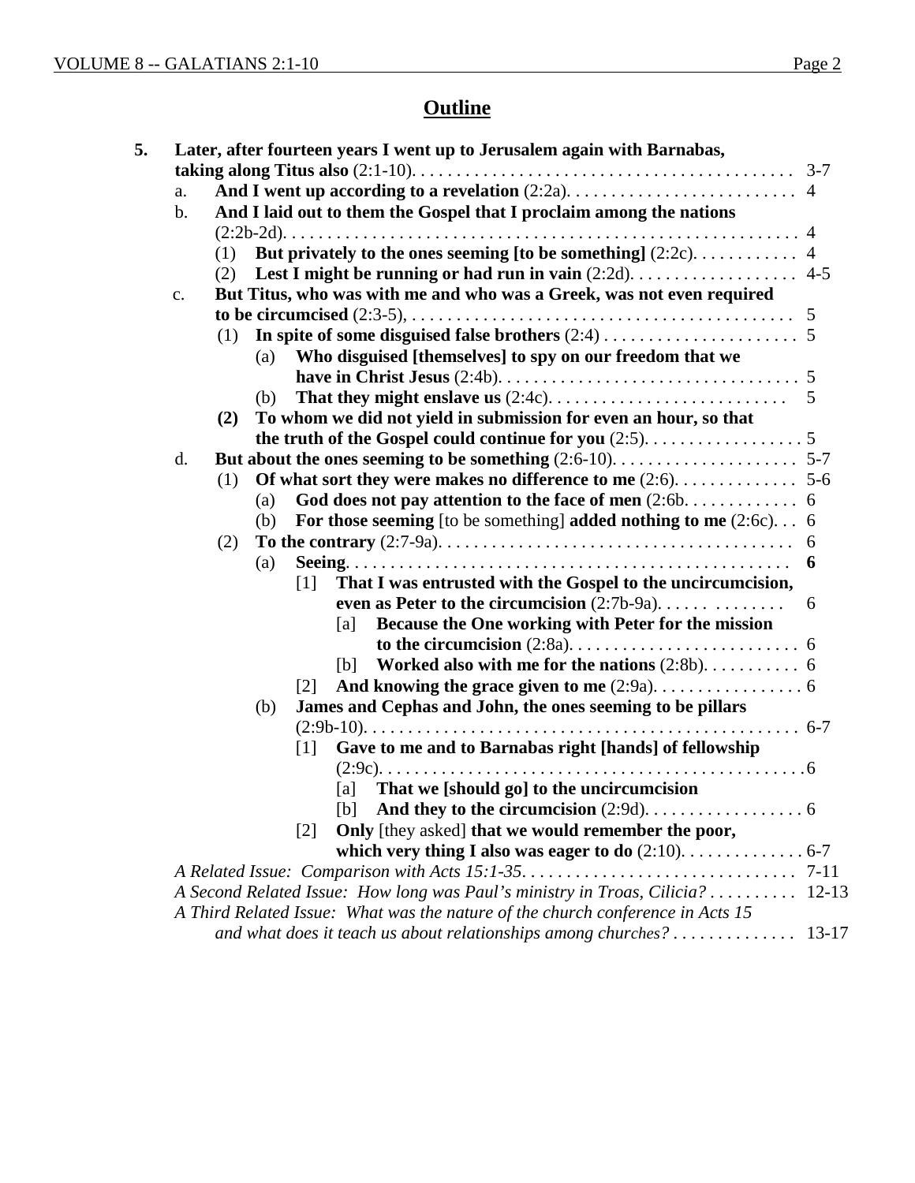## Outline

**5. Later, after fourteen years I went up to Jerusalem again with Barnabas, taking along Titus also** (2:1-10). . . . . . . . . . . . . . . . . . . . . . . . . . . . . . . . . . . . . . . . . . . . 3-7

- a. **And I went up according to a revelation** (2:2a). . . . . . . . . . . . . . . . . . . . . . . . . . 4
- b. **And I laid out to them the Gospel that I proclaim among the nations** (2:2b-2d). . . . . . . . . . . . . . . . . . . . . . . . . . . . . . . . . . . . . . . . . . . . . . . . . . . . . . . . . . . 4
  - (1) **But privately to the ones seeming [to be something]** (2:2c). . . . . . . . . . . . 4
  - (2) **Lest I might be running or had run in vain** (2:2d). . . . . . . . . . . . . . . . . . . 4-5
- c. **But Titus, who was with me and who was a Greek, was not even required to be circumcised** (2:3-5), . . . . . . . . . . . . . . . . . . . . . . . . . . . . . . . . . . . . . . . . . . . 5
  - (1) **In spite of some disguised false brothers** (2:4) . . . . . . . . . . . . . . . . . . . . . . 5
    - (a) **Who disguised [themselves] to spy on our freedom that we have in Christ Jesus** (2:4b). . . . . . . . . . . . . . . . . . . . . . . . . . . . . . . . . . 5
    - (b) **That they might enslave us** (2:4c). . . . . . . . . . . . . . . . . . . . . . . . . . . 5
  - **(2) To whom we did not yield in submission for even an hour, so that the truth of the Gospel could continue for you** (2:5). . . . . . . . . . . . . . . . . . 5
- d. **But about the ones seeming to be something** (2:6-10). . . . . . . . . . . . . . . . . . . . . 5-7
  - (1) **Of what sort they were makes no difference to me** (2:6). . . . . . . . . . . . . 5-6
    - (a) **God does not pay attention to the face of men** (2:6b. . . . . . . . . . . . 6
    - (b) **For those seeming** [to be something] **added nothing to me** (2:6c). . . 6
  - (2) **To the contrary** (2:7-9a). . . . . . . . . . . . . . . . . . . . . . . . . . . . . . . . . . . . . . . 6
    - (a) **Seeing**. . . . . . . . . . . . . . . . . . . . . . . . . . . . . . . . . . . . . . . . . . . . . . . . . . **6**
      - [1] **That I was entrusted with the Gospel to the uncircumcision, even as Peter to the circumcision** (2:7b-9a). . . . . . . . . . . . . . . 6
        - [a] **Because the One working with Peter for the mission to the circumcision** (2:8a). . . . . . . . . . . . . . . . . . . . . . . . . . 6
        - [b] **Worked also with me for the nations** (2:8b). . . . . . . . . . 6
      - [2] **And knowing the grace given to me** (2:9a). . . . . . . . . . . . . . . . . 6
    - (b) **James and Cephas and John, the ones seeming to be pillars** (2:9b-10). . . . . . . . . . . . . . . . . . . . . . . . . . . . . . . . . . . . . . . . . . . . . . . . . 6-7
      - [1] **Gave to me and to Barnabas right [hands] of fellowship** (2:9c). . . . . . . . . . . . . . . . . . . . . . . . . . . . . . . . . . . . . . . . . . . . . . . .6
        - [a] **That we [should go] to the uncircumcision**
        - [b] **And they to the circumcision** (2:9d). . . . . . . . . . . . . . . . . . 6
      - [2] **Only** [they asked] **that we would remember the poor, which very thing I also was eager to do** (2:10). . . . . . . . . . . . . 6-7

*A Related Issue: Comparison with Acts 15:1-35*. . . . . . . . . . . . . . . . . . . . . . . . . . . . . . . 7-11

*A Second Related Issue: How long was Paul's ministry in Troas, Cilicia?* . . . . . . . . . . 12-13

*A Third Related Issue: What was the nature of the church conference in Acts 15 and what does it teach us about relationships among churches?* . . . . . . . . . . . . . . 13-17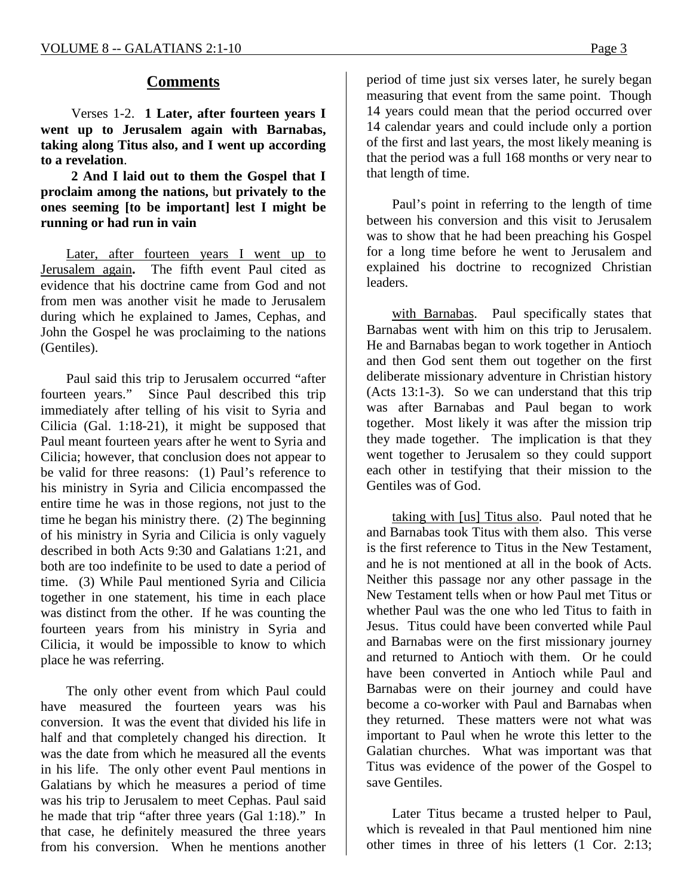## Comments

Verses 1-2. **1 Later, after fourteen years I went up to Jerusalem again with Barnabas, taking along Titus also, and I went up according to a revelation**.

**2 And I laid out to them the Gospel that I proclaim among the nations,** b**ut privately to the ones seeming [to be important] lest I might be running or had run in vain**

Later, after fourteen years I went up to Jerusalem again**.** The fifth event Paul cited as evidence that his doctrine came from God and not from men was another visit he made to Jerusalem during which he explained to James, Cephas, and John the Gospel he was proclaiming to the nations (Gentiles).

Paul said this trip to Jerusalem occurred "after fourteen years." Since Paul described this trip immediately after telling of his visit to Syria and Cilicia (Gal. 1:18-21), it might be supposed that Paul meant fourteen years after he went to Syria and Cilicia; however, that conclusion does not appear to be valid for three reasons: (1) Paul's reference to his ministry in Syria and Cilicia encompassed the entire time he was in those regions, not just to the time he began his ministry there. (2) The beginning of his ministry in Syria and Cilicia is only vaguely described in both Acts 9:30 and Galatians 1:21, and both are too indefinite to be used to date a period of time. (3) While Paul mentioned Syria and Cilicia together in one statement, his time in each place was distinct from the other. If he was counting the fourteen years from his ministry in Syria and Cilicia, it would be impossible to know to which place he was referring.

The only other event from which Paul could have measured the fourteen years was his conversion. It was the event that divided his life in half and that completely changed his direction. It was the date from which he measured all the events in his life. The only other event Paul mentions in Galatians by which he measures a period of time was his trip to Jerusalem to meet Cephas. Paul said he made that trip "after three years (Gal 1:18)." In that case, he definitely measured the three years from his conversion. When he mentions another period of time just six verses later, he surely began measuring that event from the same point. Though 14 years could mean that the period occurred over 14 calendar years and could include only a portion of the first and last years, the most likely meaning is that the period was a full 168 months or very near to that length of time.

Paul's point in referring to the length of time between his conversion and this visit to Jerusalem was to show that he had been preaching his Gospel for a long time before he went to Jerusalem and explained his doctrine to recognized Christian leaders.

with Barnabas. Paul specifically states that Barnabas went with him on this trip to Jerusalem. He and Barnabas began to work together in Antioch and then God sent them out together on the first deliberate missionary adventure in Christian history (Acts 13:1-3). So we can understand that this trip was after Barnabas and Paul began to work together. Most likely it was after the mission trip they made together. The implication is that they went together to Jerusalem so they could support each other in testifying that their mission to the Gentiles was of God.

taking with [us] Titus also. Paul noted that he and Barnabas took Titus with them also. This verse is the first reference to Titus in the New Testament, and he is not mentioned at all in the book of Acts. Neither this passage nor any other passage in the New Testament tells when or how Paul met Titus or whether Paul was the one who led Titus to faith in Jesus. Titus could have been converted while Paul and Barnabas were on the first missionary journey and returned to Antioch with them. Or he could have been converted in Antioch while Paul and Barnabas were on their journey and could have become a co-worker with Paul and Barnabas when they returned. These matters were not what was important to Paul when he wrote this letter to the Galatian churches. What was important was that Titus was evidence of the power of the Gospel to save Gentiles.

Later Titus became a trusted helper to Paul, which is revealed in that Paul mentioned him nine other times in three of his letters (1 Cor. 2:13;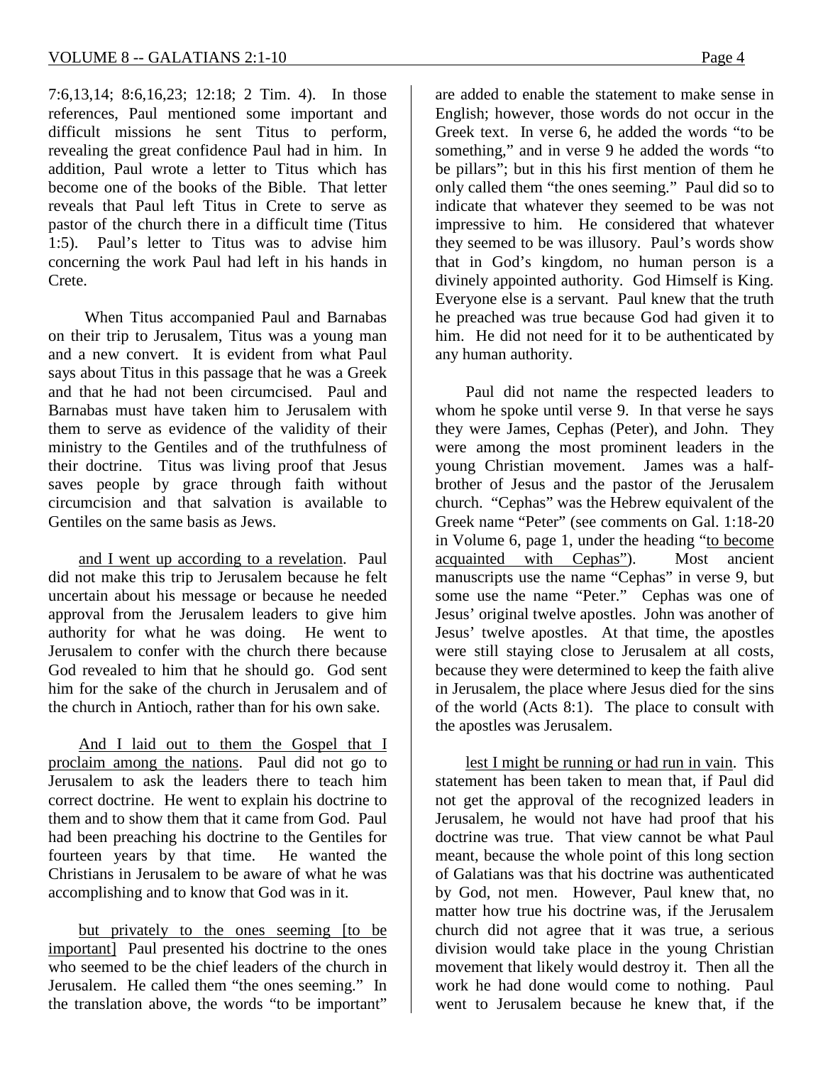7:6,13,14; 8:6,16,23; 12:18; 2 Tim. 4). In those references, Paul mentioned some important and difficult missions he sent Titus to perform, revealing the great confidence Paul had in him. In addition, Paul wrote a letter to Titus which has become one of the books of the Bible. That letter reveals that Paul left Titus in Crete to serve as pastor of the church there in a difficult time (Titus 1:5). Paul's letter to Titus was to advise him concerning the work Paul had left in his hands in Crete.

When Titus accompanied Paul and Barnabas on their trip to Jerusalem, Titus was a young man and a new convert. It is evident from what Paul says about Titus in this passage that he was a Greek and that he had not been circumcised. Paul and Barnabas must have taken him to Jerusalem with them to serve as evidence of the validity of their ministry to the Gentiles and of the truthfulness of their doctrine. Titus was living proof that Jesus saves people by grace through faith without circumcision and that salvation is available to Gentiles on the same basis as Jews.

<u>and I went up according to a revelation</u>. Paul did not make this trip to Jerusalem because he felt uncertain about his message or because he needed approval from the Jerusalem leaders to give him authority for what he was doing. He went to Jerusalem to confer with the church there because God revealed to him that he should go. God sent him for the sake of the church in Jerusalem and of the church in Antioch, rather than for his own sake.

<u>And I laid out to them the Gospel that I proclaim among the nations</u>. Paul did not go to Jerusalem to ask the leaders there to teach him correct doctrine. He went to explain his doctrine to them and to show them that it came from God. Paul had been preaching his doctrine to the Gentiles for fourteen years by that time. He wanted the Christians in Jerusalem to be aware of what he was accomplishing and to know that God was in it.

<u>but privately to the ones seeming [to be important]</u> Paul presented his doctrine to the ones who seemed to be the chief leaders of the church in Jerusalem. He called them "the ones seeming." In the translation above, the words "to be important" are added to enable the statement to make sense in English; however, those words do not occur in the Greek text. In verse 6, he added the words "to be something," and in verse 9 he added the words "to be pillars"; but in this his first mention of them he only called them "the ones seeming." Paul did so to indicate that whatever they seemed to be was not impressive to him. He considered that whatever they seemed to be was illusory. Paul's words show that in God's kingdom, no human person is a divinely appointed authority. God Himself is King. Everyone else is a servant. Paul knew that the truth he preached was true because God had given it to him. He did not need for it to be authenticated by any human authority.

Paul did not name the respected leaders to whom he spoke until verse 9. In that verse he says they were James, Cephas (Peter), and John. They were among the most prominent leaders in the young Christian movement. James was a half-brother of Jesus and the pastor of the Jerusalem church. "Cephas" was the Hebrew equivalent of the Greek name "Peter" (see comments on Gal. 1:18-20 in Volume 6, page 1, under the heading "<u>to become acquainted with Cephas</u>"). Most ancient manuscripts use the name "Cephas" in verse 9, but some use the name "Peter." Cephas was one of Jesus' original twelve apostles. John was another of Jesus' twelve apostles. At that time, the apostles were still staying close to Jerusalem at all costs, because they were determined to keep the faith alive in Jerusalem, the place where Jesus died for the sins of the world (Acts 8:1). The place to consult with the apostles was Jerusalem.

<u>lest I might be running or had run in vain</u>. This statement has been taken to mean that, if Paul did not get the approval of the recognized leaders in Jerusalem, he would not have had proof that his doctrine was true. That view cannot be what Paul meant, because the whole point of this long section of Galatians was that his doctrine was authenticated by God, not men. However, Paul knew that, no matter how true his doctrine was, if the Jerusalem church did not agree that it was true, a serious division would take place in the young Christian movement that likely would destroy it. Then all the work he had done would come to nothing. Paul went to Jerusalem because he knew that, if the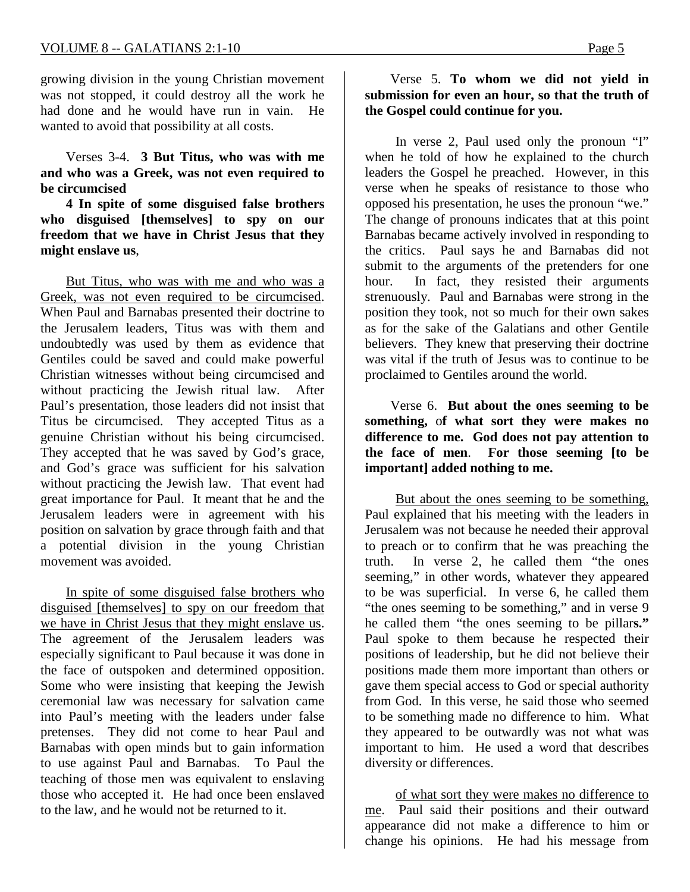growing division in the young Christian movement was not stopped, it could destroy all the work he had done and he would have run in vain. He wanted to avoid that possibility at all costs.

Verses 3-4. **3 But Titus, who was with me and who was a Greek, was not even required to be circumcised**

**4 In spite of some disguised false brothers who disguised [themselves] to spy on our freedom that we have in Christ Jesus that they might enslave us**,

<u>But Titus, who was with me and who was a Greek, was not even required to be circumcised</u>. When Paul and Barnabas presented their doctrine to the Jerusalem leaders, Titus was with them and undoubtedly was used by them as evidence that Gentiles could be saved and could make powerful Christian witnesses without being circumcised and without practicing the Jewish ritual law. After Paul's presentation, those leaders did not insist that Titus be circumcised. They accepted Titus as a genuine Christian without his being circumcised. They accepted that he was saved by God's grace, and God's grace was sufficient for his salvation without practicing the Jewish law. That event had great importance for Paul. It meant that he and the Jerusalem leaders were in agreement with his position on salvation by grace through faith and that a potential division in the young Christian movement was avoided.

<u>In spite of some disguised false brothers who disguised [themselves] to spy on our freedom that we have in Christ Jesus that they might enslave us</u>. The agreement of the Jerusalem leaders was especially significant to Paul because it was done in the face of outspoken and determined opposition. Some who were insisting that keeping the Jewish ceremonial law was necessary for salvation came into Paul's meeting with the leaders under false pretenses. They did not come to hear Paul and Barnabas with open minds but to gain information to use against Paul and Barnabas. To Paul the teaching of those men was equivalent to enslaving those who accepted it. He had once been enslaved to the law, and he would not be returned to it.

Verse 5. **To whom we did not yield in submission for even an hour, so that the truth of the Gospel could continue for you.**

In verse 2, Paul used only the pronoun "I" when he told of how he explained to the church leaders the Gospel he preached. However, in this verse when he speaks of resistance to those who opposed his presentation, he uses the pronoun "we." The change of pronouns indicates that at this point Barnabas became actively involved in responding to the critics. Paul says he and Barnabas did not submit to the arguments of the pretenders for one hour. In fact, they resisted their arguments strenuously. Paul and Barnabas were strong in the position they took, not so much for their own sakes as for the sake of the Galatians and other Gentile believers. They knew that preserving their doctrine was vital if the truth of Jesus was to continue to be proclaimed to Gentiles around the world.

Verse 6. **But about the ones seeming to be something, of what sort they were makes no difference to me. God does not pay attention to the face of men. For those seeming [to be important] added nothing to me.**

<u>But about the ones seeming to be something,</u> Paul explained that his meeting with the leaders in Jerusalem was not because he needed their approval to preach or to confirm that he was preaching the truth. In verse 2, he called them "the ones seeming," in other words, whatever they appeared to be was superficial. In verse 6, he called them "the ones seeming to be something," and in verse 9 he called them "the ones seeming to be pillars." Paul spoke to them because he respected their positions of leadership, but he did not believe their positions made them more important than others or gave them special access to God or special authority from God. In this verse, he said those who seemed to be something made no difference to him. What they appeared to be outwardly was not what was important to him. He used a word that describes diversity or differences.

<u>of what sort they were makes no difference to me</u>. Paul said their positions and their outward appearance did not make a difference to him or change his opinions. He had his message from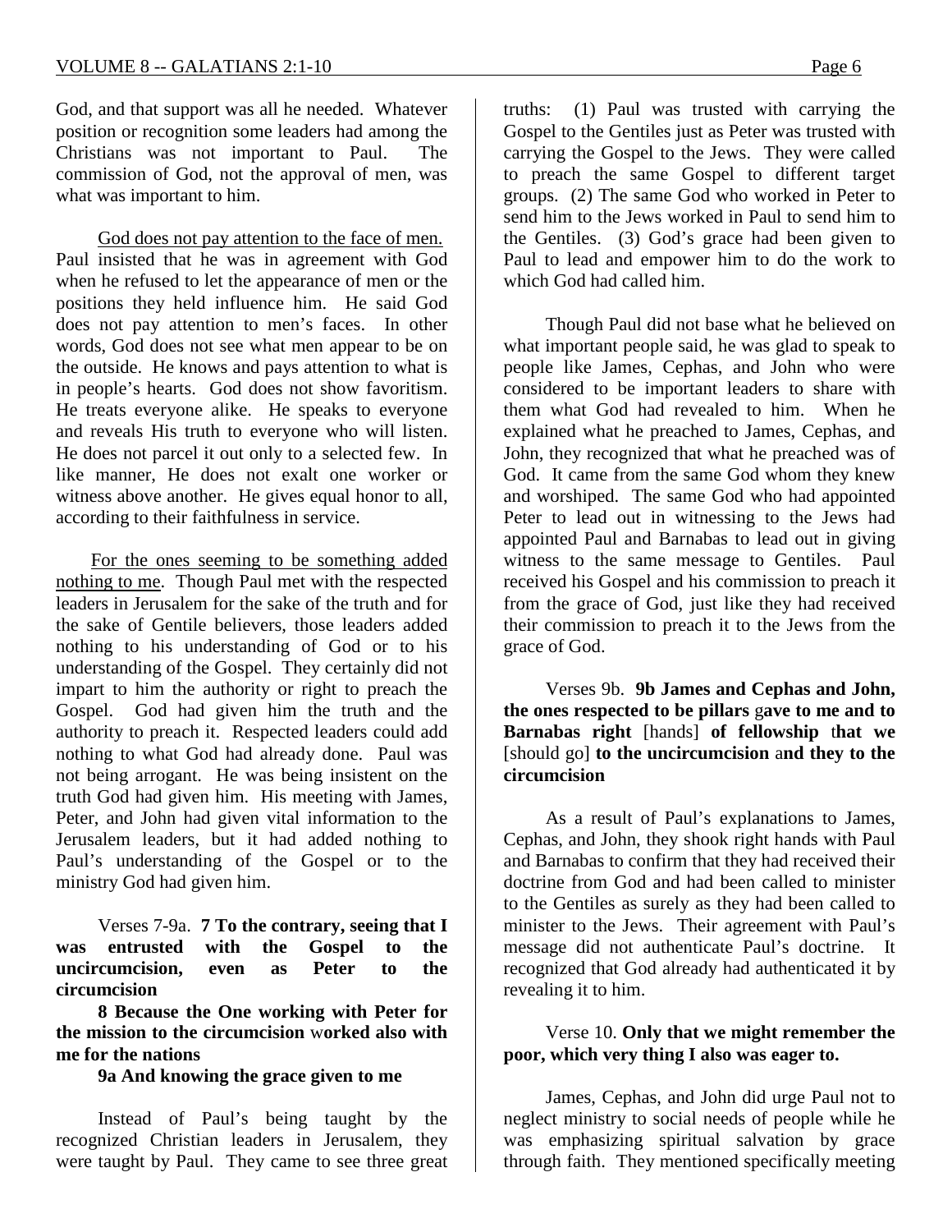God, and that support was all he needed. Whatever position or recognition some leaders had among the Christians was not important to Paul. The commission of God, not the approval of men, was what was important to him.

God does not pay attention to the face of men. Paul insisted that he was in agreement with God when he refused to let the appearance of men or the positions they held influence him. He said God does not pay attention to men's faces. In other words, God does not see what men appear to be on the outside. He knows and pays attention to what is in people's hearts. God does not show favoritism. He treats everyone alike. He speaks to everyone and reveals His truth to everyone who will listen. He does not parcel it out only to a selected few. In like manner, He does not exalt one worker or witness above another. He gives equal honor to all, according to their faithfulness in service.

For the ones seeming to be something added nothing to me. Though Paul met with the respected leaders in Jerusalem for the sake of the truth and for the sake of Gentile believers, those leaders added nothing to his understanding of God or to his understanding of the Gospel. They certainly did not impart to him the authority or right to preach the Gospel. God had given him the truth and the authority to preach it. Respected leaders could add nothing to what God had already done. Paul was not being arrogant. He was being insistent on the truth God had given him. His meeting with James, Peter, and John had given vital information to the Jerusalem leaders, but it had added nothing to Paul's understanding of the Gospel or to the ministry God had given him.

Verses 7-9a. **7 To the contrary, seeing that I was entrusted with the Gospel to the uncircumcision, even as Peter to the circumcision**

**8 Because the One working with Peter for the mission to the circumcision worked also with me for the nations**

**9a And knowing the grace given to me**

Instead of Paul's being taught by the recognized Christian leaders in Jerusalem, they were taught by Paul. They came to see three great truths: (1) Paul was trusted with carrying the Gospel to the Gentiles just as Peter was trusted with carrying the Gospel to the Jews. They were called to preach the same Gospel to different target groups. (2) The same God who worked in Peter to send him to the Jews worked in Paul to send him to the Gentiles. (3) God's grace had been given to Paul to lead and empower him to do the work to which God had called him.

Though Paul did not base what he believed on what important people said, he was glad to speak to people like James, Cephas, and John who were considered to be important leaders to share with them what God had revealed to him. When he explained what he preached to James, Cephas, and John, they recognized that what he preached was of God. It came from the same God whom they knew and worshiped. The same God who had appointed Peter to lead out in witnessing to the Jews had appointed Paul and Barnabas to lead out in giving witness to the same message to Gentiles. Paul received his Gospel and his commission to preach it from the grace of God, just like they had received their commission to preach it to the Jews from the grace of God.

Verses 9b. **9b James and Cephas and John, the ones respected to be pillars gave to me and to Barnabas right** [hands] **of fellowship that we** [should go] **to the uncircumcision and they to the circumcision**

As a result of Paul's explanations to James, Cephas, and John, they shook right hands with Paul and Barnabas to confirm that they had received their doctrine from God and had been called to minister to the Gentiles as surely as they had been called to minister to the Jews. Their agreement with Paul's message did not authenticate Paul's doctrine. It recognized that God already had authenticated it by revealing it to him.

Verse 10. **Only that we might remember the poor, which very thing I also was eager to.**

James, Cephas, and John did urge Paul not to neglect ministry to social needs of people while he was emphasizing spiritual salvation by grace through faith. They mentioned specifically meeting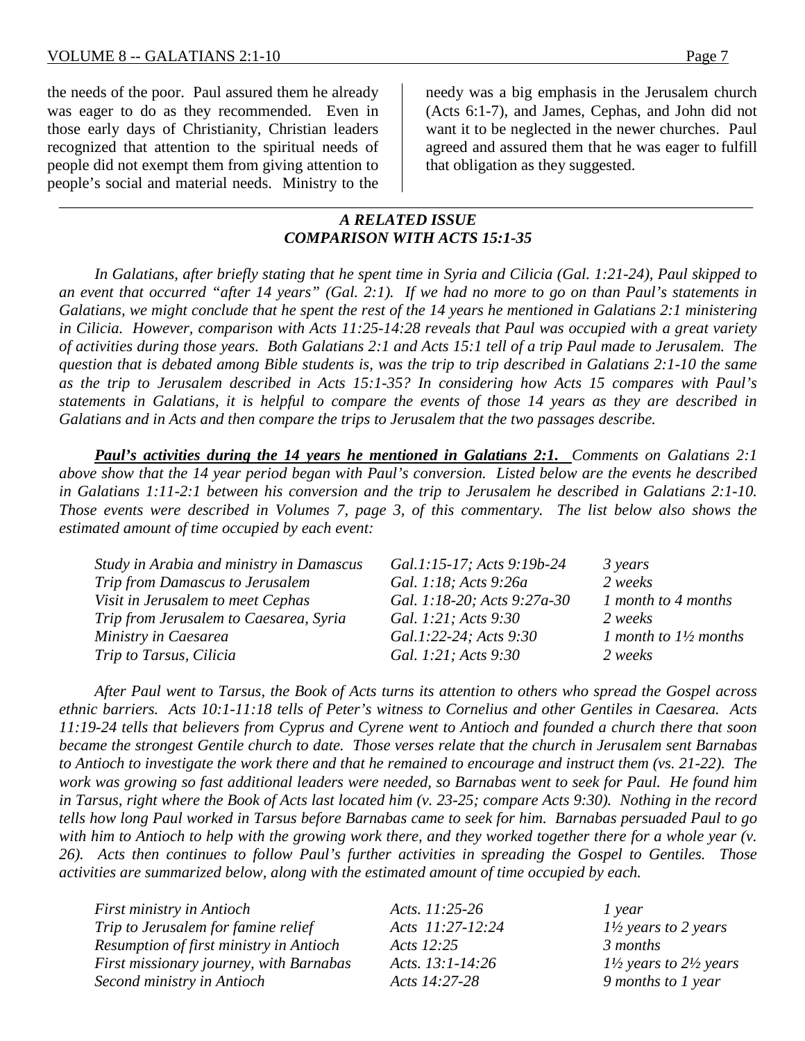the needs of the poor. Paul assured them he already was eager to do as they recommended. Even in those early days of Christianity, Christian leaders recognized that attention to the spiritual needs of people did not exempt them from giving attention to people's social and material needs. Ministry to the needy was a big emphasis in the Jerusalem church (Acts 6:1-7), and James, Cephas, and John did not want it to be neglected in the newer churches. Paul agreed and assured them that he was eager to fulfill that obligation as they suggested.

---

### *A RELATED ISSUE*
### *COMPARISON WITH ACTS 15:1-35*

*In Galatians, after briefly stating that he spent time in Syria and Cilicia (Gal. 1:21-24), Paul skipped to an event that occurred "after 14 years" (Gal. 2:1). If we had no more to go on than Paul's statements in Galatians, we might conclude that he spent the rest of the 14 years he mentioned in Galatians 2:1 ministering in Cilicia. However, comparison with Acts 11:25-14:28 reveals that Paul was occupied with a great variety of activities during those years. Both Galatians 2:1 and Acts 15:1 tell of a trip Paul made to Jerusalem. The question that is debated among Bible students is, was the trip to trip described in Galatians 2:1-10 the same as the trip to Jerusalem described in Acts 15:1-35? In considering how Acts 15 compares with Paul's statements in Galatians, it is helpful to compare the events of those 14 years as they are described in Galatians and in Acts and then compare the trips to Jerusalem that the two passages describe.*

***Paul's activities during the 14 years he mentioned in Galatians 2:1.*** *Comments on Galatians 2:1 above show that the 14 year period began with Paul's conversion. Listed below are the events he described in Galatians 1:11-2:1 between his conversion and the trip to Jerusalem he described in Galatians 2:1-10. Those events were described in Volumes 7, page 3, of this commentary. The list below also shows the estimated amount of time occupied by each event:*

| | | |
|---|---|---|
| *Study in Arabia and ministry in Damascus* | *Gal.1:15-17; Acts 9:19b-24* | *3 years* |
| *Trip from Damascus to Jerusalem* | *Gal. 1:18; Acts 9:26a* | *2 weeks* |
| *Visit in Jerusalem to meet Cephas* | *Gal. 1:18-20; Acts 9:27a-30* | *1 month to 4 months* |
| *Trip from Jerusalem to Caesarea, Syria* | *Gal. 1:21; Acts 9:30* | *2 weeks* |
| *Ministry in Caesarea* | *Gal.1:22-24; Acts 9:30* | *1 month to 1½ months* |
| *Trip to Tarsus, Cilicia* | *Gal. 1:21; Acts 9:30* | *2 weeks* |

*After Paul went to Tarsus, the Book of Acts turns its attention to others who spread the Gospel across ethnic barriers. Acts 10:1-11:18 tells of Peter's witness to Cornelius and other Gentiles in Caesarea. Acts 11:19-24 tells that believers from Cyprus and Cyrene went to Antioch and founded a church there that soon became the strongest Gentile church to date. Those verses relate that the church in Jerusalem sent Barnabas to Antioch to investigate the work there and that he remained to encourage and instruct them (vs. 21-22). The work was growing so fast additional leaders were needed, so Barnabas went to seek for Paul. He found him in Tarsus, right where the Book of Acts last located him (v. 23-25; compare Acts 9:30). Nothing in the record tells how long Paul worked in Tarsus before Barnabas came to seek for him. Barnabas persuaded Paul to go with him to Antioch to help with the growing work there, and they worked together there for a whole year (v. 26). Acts then continues to follow Paul's further activities in spreading the Gospel to Gentiles. Those activities are summarized below, along with the estimated amount of time occupied by each.*

| | | |
|---|---|---|
| *First ministry in Antioch* | *Acts. 11:25-26* | *1 year* |
| *Trip to Jerusalem for famine relief* | *Acts 11:27-12:24* | *1½ years to 2 years* |
| *Resumption of first ministry in Antioch* | *Acts 12:25* | *3 months* |
| *First missionary journey, with Barnabas* | *Acts. 13:1-14:26* | *1½ years to 2½ years* |
| *Second ministry in Antioch* | *Acts 14:27-28* | *9 months to 1 year* |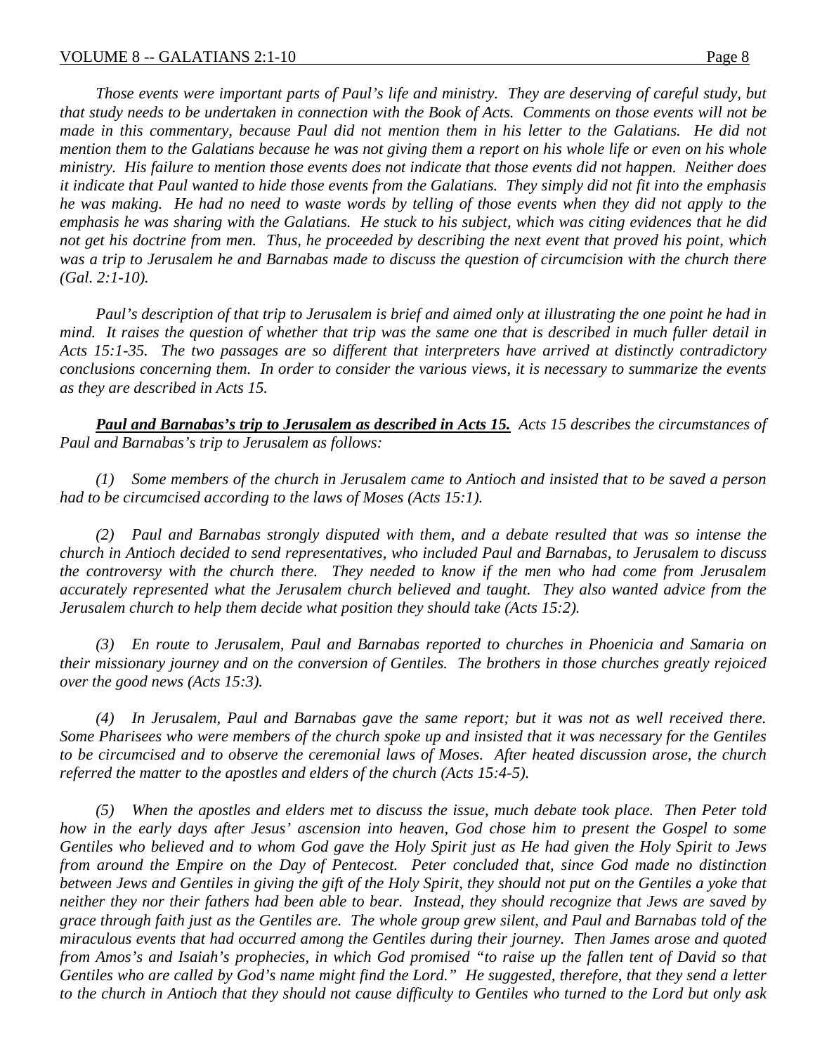*Those events were important parts of Paul's life and ministry. They are deserving of careful study, but that study needs to be undertaken in connection with the Book of Acts. Comments on those events will not be made in this commentary, because Paul did not mention them in his letter to the Galatians. He did not mention them to the Galatians because he was not giving them a report on his whole life or even on his whole ministry. His failure to mention those events does not indicate that those events did not happen. Neither does it indicate that Paul wanted to hide those events from the Galatians. They simply did not fit into the emphasis he was making. He had no need to waste words by telling of those events when they did not apply to the emphasis he was sharing with the Galatians. He stuck to his subject, which was citing evidences that he did not get his doctrine from men. Thus, he proceeded by describing the next event that proved his point, which was a trip to Jerusalem he and Barnabas made to discuss the question of circumcision with the church there (Gal. 2:1-10).*

*Paul's description of that trip to Jerusalem is brief and aimed only at illustrating the one point he had in mind. It raises the question of whether that trip was the same one that is described in much fuller detail in Acts 15:1-35. The two passages are so different that interpreters have arrived at distinctly contradictory conclusions concerning them. In order to consider the various views, it is necessary to summarize the events as they are described in Acts 15.*

***<u>Paul and Barnabas's trip to Jerusalem as described in Acts 15.</u>*** *Acts 15 describes the circumstances of Paul and Barnabas's trip to Jerusalem as follows:*

*(1) Some members of the church in Jerusalem came to Antioch and insisted that to be saved a person had to be circumcised according to the laws of Moses (Acts 15:1).*

*(2) Paul and Barnabas strongly disputed with them, and a debate resulted that was so intense the church in Antioch decided to send representatives, who included Paul and Barnabas, to Jerusalem to discuss the controversy with the church there. They needed to know if the men who had come from Jerusalem accurately represented what the Jerusalem church believed and taught. They also wanted advice from the Jerusalem church to help them decide what position they should take (Acts 15:2).*

*(3) En route to Jerusalem, Paul and Barnabas reported to churches in Phoenicia and Samaria on their missionary journey and on the conversion of Gentiles. The brothers in those churches greatly rejoiced over the good news (Acts 15:3).*

*(4) In Jerusalem, Paul and Barnabas gave the same report; but it was not as well received there. Some Pharisees who were members of the church spoke up and insisted that it was necessary for the Gentiles to be circumcised and to observe the ceremonial laws of Moses. After heated discussion arose, the church referred the matter to the apostles and elders of the church (Acts 15:4-5).*

*(5) When the apostles and elders met to discuss the issue, much debate took place. Then Peter told how in the early days after Jesus' ascension into heaven, God chose him to present the Gospel to some Gentiles who believed and to whom God gave the Holy Spirit just as He had given the Holy Spirit to Jews from around the Empire on the Day of Pentecost. Peter concluded that, since God made no distinction between Jews and Gentiles in giving the gift of the Holy Spirit, they should not put on the Gentiles a yoke that neither they nor their fathers had been able to bear. Instead, they should recognize that Jews are saved by grace through faith just as the Gentiles are. The whole group grew silent, and Paul and Barnabas told of the miraculous events that had occurred among the Gentiles during their journey. Then James arose and quoted from Amos's and Isaiah's prophecies, in which God promised "to raise up the fallen tent of David so that Gentiles who are called by God's name might find the Lord." He suggested, therefore, that they send a letter to the church in Antioch that they should not cause difficulty to Gentiles who turned to the Lord but only ask*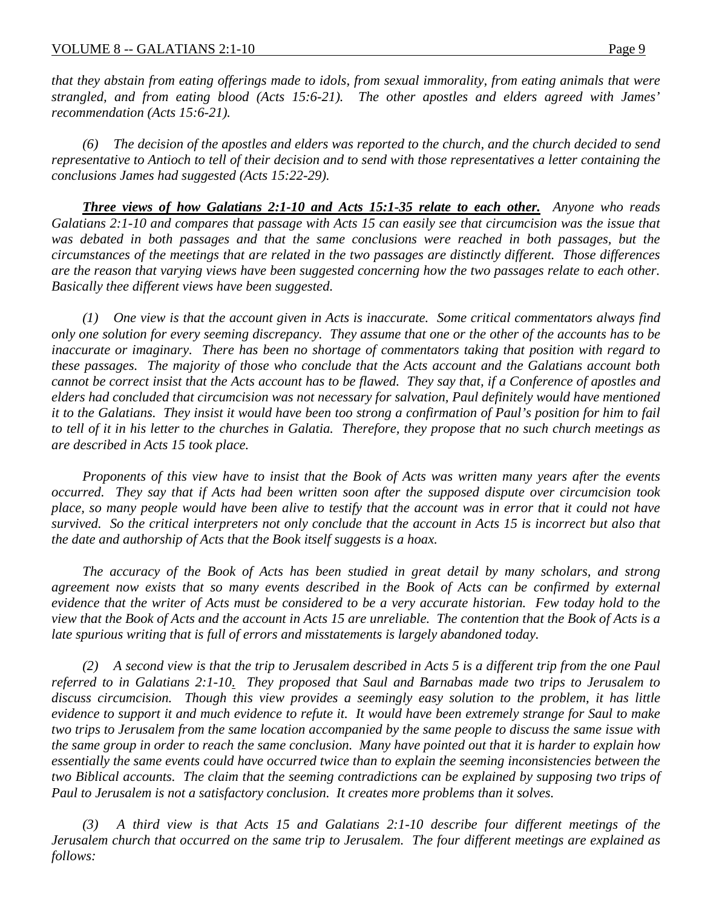*that they abstain from eating offerings made to idols, from sexual immorality, from eating animals that were strangled, and from eating blood (Acts 15:6-21). The other apostles and elders agreed with James' recommendation (Acts 15:6-21).*

*(6) The decision of the apostles and elders was reported to the church, and the church decided to send representative to Antioch to tell of their decision and to send with those representatives a letter containing the conclusions James had suggested (Acts 15:22-29).*

***Three views of how Galatians 2:1-10 and Acts 15:1-35 relate to each other.*** *Anyone who reads Galatians 2:1-10 and compares that passage with Acts 15 can easily see that circumcision was the issue that was debated in both passages and that the same conclusions were reached in both passages, but the circumstances of the meetings that are related in the two passages are distinctly different. Those differences are the reason that varying views have been suggested concerning how the two passages relate to each other. Basically thee different views have been suggested.*

*(1) One view is that the account given in Acts is inaccurate. Some critical commentators always find only one solution for every seeming discrepancy. They assume that one or the other of the accounts has to be inaccurate or imaginary. There has been no shortage of commentators taking that position with regard to these passages. The majority of those who conclude that the Acts account and the Galatians account both cannot be correct insist that the Acts account has to be flawed. They say that, if a Conference of apostles and elders had concluded that circumcision was not necessary for salvation, Paul definitely would have mentioned it to the Galatians. They insist it would have been too strong a confirmation of Paul's position for him to fail to tell of it in his letter to the churches in Galatia. Therefore, they propose that no such church meetings as are described in Acts 15 took place.*

*Proponents of this view have to insist that the Book of Acts was written many years after the events occurred. They say that if Acts had been written soon after the supposed dispute over circumcision took place, so many people would have been alive to testify that the account was in error that it could not have survived. So the critical interpreters not only conclude that the account in Acts 15 is incorrect but also that the date and authorship of Acts that the Book itself suggests is a hoax.*

*The accuracy of the Book of Acts has been studied in great detail by many scholars, and strong agreement now exists that so many events described in the Book of Acts can be confirmed by external evidence that the writer of Acts must be considered to be a very accurate historian. Few today hold to the view that the Book of Acts and the account in Acts 15 are unreliable. The contention that the Book of Acts is a late spurious writing that is full of errors and misstatements is largely abandoned today.*

*(2) A second view is that the trip to Jerusalem described in Acts 5 is a different trip from the one Paul referred to in Galatians 2:1-10. They proposed that Saul and Barnabas made two trips to Jerusalem to discuss circumcision. Though this view provides a seemingly easy solution to the problem, it has little evidence to support it and much evidence to refute it. It would have been extremely strange for Saul to make two trips to Jerusalem from the same location accompanied by the same people to discuss the same issue with the same group in order to reach the same conclusion. Many have pointed out that it is harder to explain how essentially the same events could have occurred twice than to explain the seeming inconsistencies between the two Biblical accounts. The claim that the seeming contradictions can be explained by supposing two trips of Paul to Jerusalem is not a satisfactory conclusion. It creates more problems than it solves.*

*(3) A third view is that Acts 15 and Galatians 2:1-10 describe four different meetings of the Jerusalem church that occurred on the same trip to Jerusalem. The four different meetings are explained as follows:*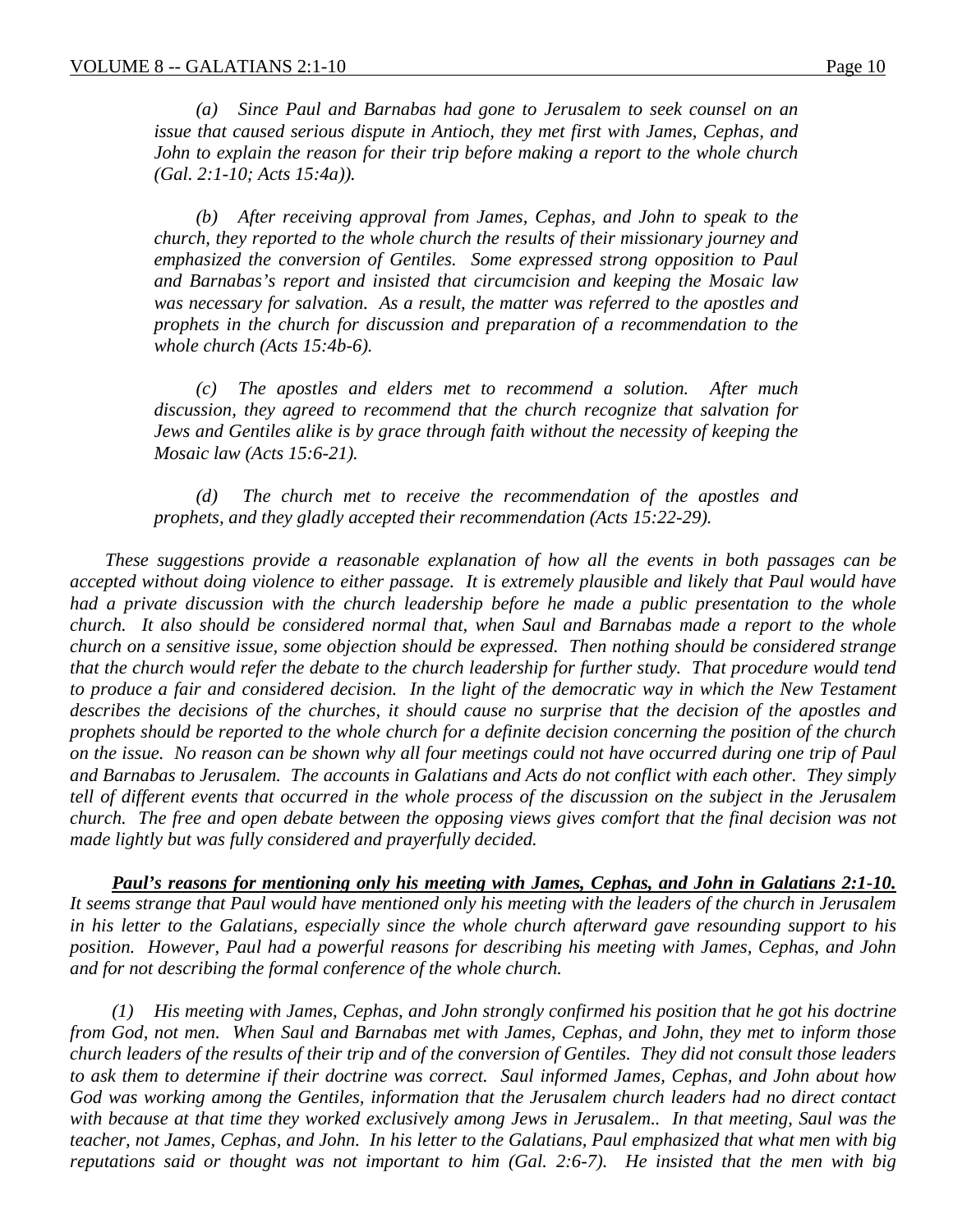*(a) Since Paul and Barnabas had gone to Jerusalem to seek counsel on an issue that caused serious dispute in Antioch, they met first with James, Cephas, and John to explain the reason for their trip before making a report to the whole church (Gal. 2:1-10; Acts 15:4a)).*

*(b) After receiving approval from James, Cephas, and John to speak to the church, they reported to the whole church the results of their missionary journey and emphasized the conversion of Gentiles. Some expressed strong opposition to Paul and Barnabas's report and insisted that circumcision and keeping the Mosaic law was necessary for salvation. As a result, the matter was referred to the apostles and prophets in the church for discussion and preparation of a recommendation to the whole church (Acts 15:4b-6).*

*(c) The apostles and elders met to recommend a solution. After much discussion, they agreed to recommend that the church recognize that salvation for Jews and Gentiles alike is by grace through faith without the necessity of keeping the Mosaic law (Acts 15:6-21).*

*(d) The church met to receive the recommendation of the apostles and prophets, and they gladly accepted their recommendation (Acts 15:22-29).*

*These suggestions provide a reasonable explanation of how all the events in both passages can be accepted without doing violence to either passage. It is extremely plausible and likely that Paul would have had a private discussion with the church leadership before he made a public presentation to the whole church. It also should be considered normal that, when Saul and Barnabas made a report to the whole church on a sensitive issue, some objection should be expressed. Then nothing should be considered strange that the church would refer the debate to the church leadership for further study. That procedure would tend to produce a fair and considered decision. In the light of the democratic way in which the New Testament describes the decisions of the churches, it should cause no surprise that the decision of the apostles and prophets should be reported to the whole church for a definite decision concerning the position of the church on the issue. No reason can be shown why all four meetings could not have occurred during one trip of Paul and Barnabas to Jerusalem. The accounts in Galatians and Acts do not conflict with each other. They simply tell of different events that occurred in the whole process of the discussion on the subject in the Jerusalem church. The free and open debate between the opposing views gives comfort that the final decision was not made lightly but was fully considered and prayerfully decided.*

***Paul's reasons for mentioning only his meeting with James, Cephas, and John in Galatians 2:1-10.*** *It seems strange that Paul would have mentioned only his meeting with the leaders of the church in Jerusalem in his letter to the Galatians, especially since the whole church afterward gave resounding support to his position. However, Paul had a powerful reasons for describing his meeting with James, Cephas, and John and for not describing the formal conference of the whole church.*

*(1) His meeting with James, Cephas, and John strongly confirmed his position that he got his doctrine from God, not men. When Saul and Barnabas met with James, Cephas, and John, they met to inform those church leaders of the results of their trip and of the conversion of Gentiles. They did not consult those leaders to ask them to determine if their doctrine was correct. Saul informed James, Cephas, and John about how God was working among the Gentiles, information that the Jerusalem church leaders had no direct contact with because at that time they worked exclusively among Jews in Jerusalem.. In that meeting, Saul was the teacher, not James, Cephas, and John. In his letter to the Galatians, Paul emphasized that what men with big reputations said or thought was not important to him (Gal. 2:6-7). He insisted that the men with big*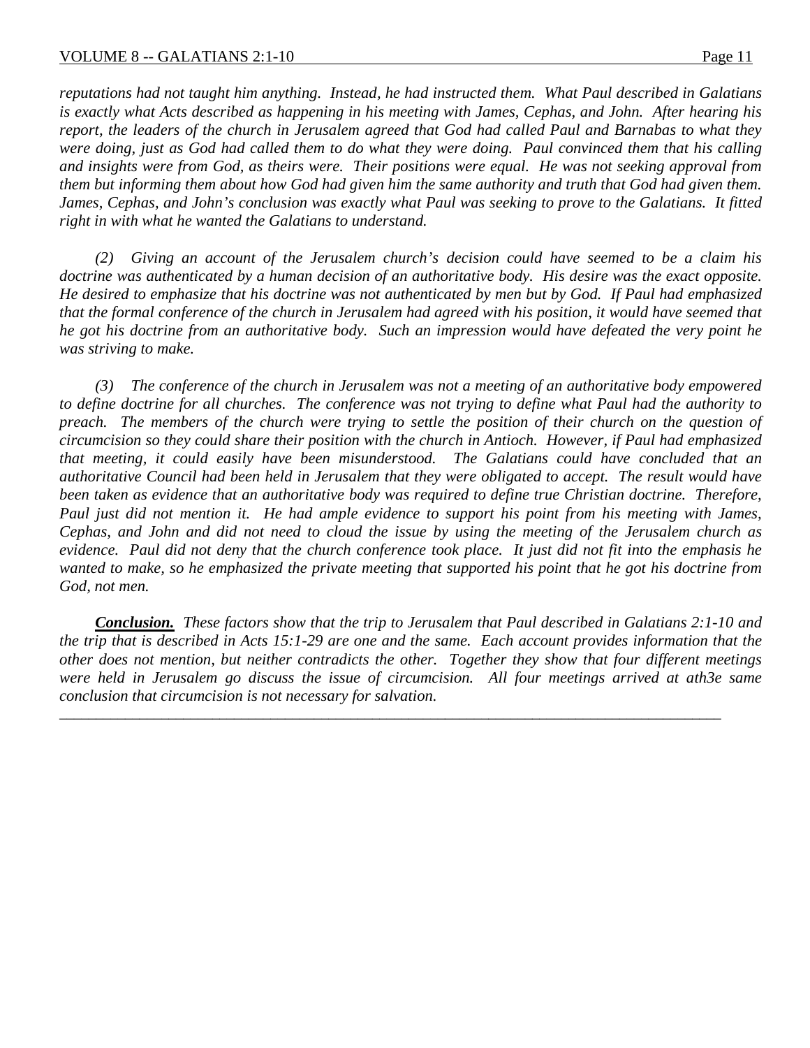*reputations had not taught him anything. Instead, he had instructed them. What Paul described in Galatians is exactly what Acts described as happening in his meeting with James, Cephas, and John. After hearing his report, the leaders of the church in Jerusalem agreed that God had called Paul and Barnabas to what they were doing, just as God had called them to do what they were doing. Paul convinced them that his calling and insights were from God, as theirs were. Their positions were equal. He was not seeking approval from them but informing them about how God had given him the same authority and truth that God had given them. James, Cephas, and John's conclusion was exactly what Paul was seeking to prove to the Galatians. It fitted right in with what he wanted the Galatians to understand.*

*(2) Giving an account of the Jerusalem church's decision could have seemed to be a claim his doctrine was authenticated by a human decision of an authoritative body. His desire was the exact opposite. He desired to emphasize that his doctrine was not authenticated by men but by God. If Paul had emphasized that the formal conference of the church in Jerusalem had agreed with his position, it would have seemed that he got his doctrine from an authoritative body. Such an impression would have defeated the very point he was striving to make.*

*(3) The conference of the church in Jerusalem was not a meeting of an authoritative body empowered to define doctrine for all churches. The conference was not trying to define what Paul had the authority to preach. The members of the church were trying to settle the position of their church on the question of circumcision so they could share their position with the church in Antioch. However, if Paul had emphasized that meeting, it could easily have been misunderstood. The Galatians could have concluded that an authoritative Council had been held in Jerusalem that they were obligated to accept. The result would have been taken as evidence that an authoritative body was required to define true Christian doctrine. Therefore, Paul just did not mention it. He had ample evidence to support his point from his meeting with James, Cephas, and John and did not need to cloud the issue by using the meeting of the Jerusalem church as evidence. Paul did not deny that the church conference took place. It just did not fit into the emphasis he wanted to make, so he emphasized the private meeting that supported his point that he got his doctrine from God, not men.*

***Conclusion.*** *These factors show that the trip to Jerusalem that Paul described in Galatians 2:1-10 and the trip that is described in Acts 15:1-29 are one and the same. Each account provides information that the other does not mention, but neither contradicts the other. Together they show that four different meetings were held in Jerusalem go discuss the issue of circumcision. All four meetings arrived at ath3e same conclusion that circumcision is not necessary for salvation.*

---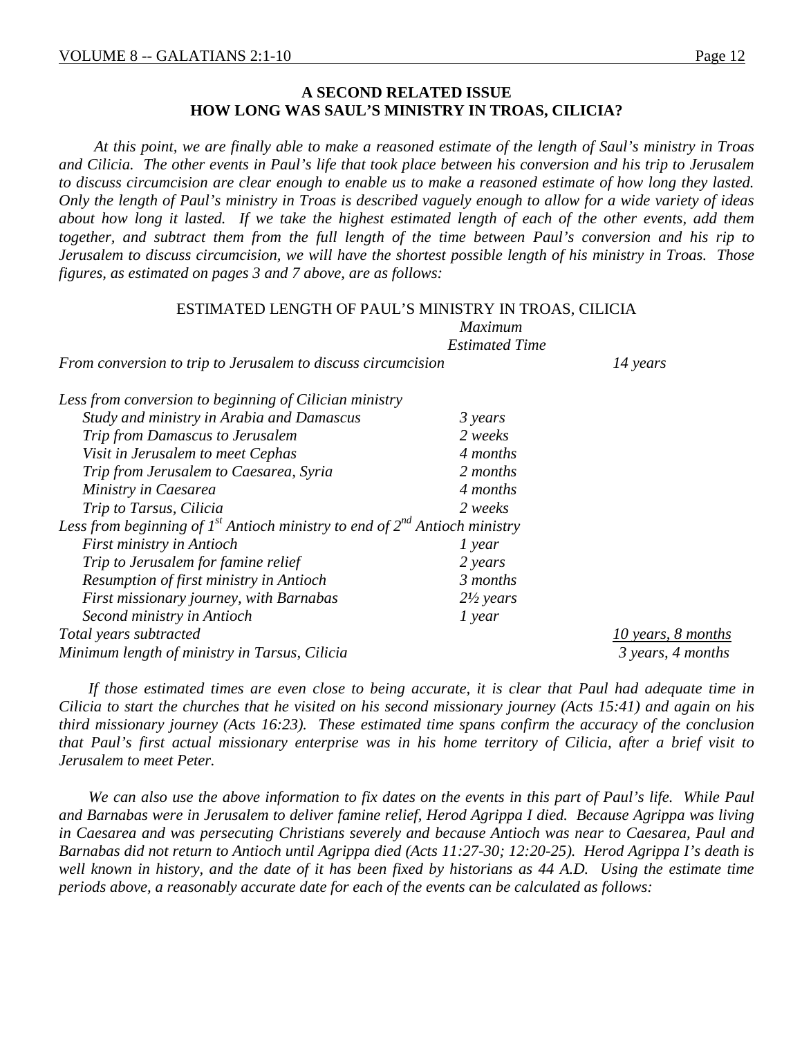**A SECOND RELATED ISSUE**
**HOW LONG WAS SAUL'S MINISTRY IN TROAS, CILICIA?**

*At this point, we are finally able to make a reasoned estimate of the length of Saul's ministry in Troas and Cilicia. The other events in Paul's life that took place between his conversion and his trip to Jerusalem to discuss circumcision are clear enough to enable us to make a reasoned estimate of how long they lasted. Only the length of Paul's ministry in Troas is described vaguely enough to allow for a wide variety of ideas about how long it lasted. If we take the highest estimated length of each of the other events, add them together, and subtract them from the full length of the time between Paul's conversion and his rip to Jerusalem to discuss circumcision, we will have the shortest possible length of his ministry in Troas. Those figures, as estimated on pages 3 and 7 above, are as follows:*

ESTIMATED LENGTH OF PAUL'S MINISTRY IN TROAS, CILICIA

| | *Maximum Estimated Time* | |
|---|---|---|
| *From conversion to trip to Jerusalem to discuss circumcision* | | *14 years* |
| *Less from conversion to beginning of Cilician ministry* | | |
| *Study and ministry in Arabia and Damascus* | *3 years* | |
| *Trip from Damascus to Jerusalem* | *2 weeks* | |
| *Visit in Jerusalem to meet Cephas* | *4 months* | |
| *Trip from Jerusalem to Caesarea, Syria* | *2 months* | |
| *Ministry in Caesarea* | *4 months* | |
| *Trip to Tarsus, Cilicia* | *2 weeks* | |
| *Less from beginning of 1st Antioch ministry to end of 2nd Antioch ministry* | | |
| *First ministry in Antioch* | *1 year* | |
| *Trip to Jerusalem for famine relief* | *2 years* | |
| *Resumption of first ministry in Antioch* | *3 months* | |
| *First missionary journey, with Barnabas* | *2½ years* | |
| *Second ministry in Antioch* | *1 year* | |
| *Total years subtracted* | | *10 years, 8 months* |
| *Minimum length of ministry in Tarsus, Cilicia* | | *3 years, 4 months* |

*If those estimated times are even close to being accurate, it is clear that Paul had adequate time in Cilicia to start the churches that he visited on his second missionary journey (Acts 15:41) and again on his third missionary journey (Acts 16:23). These estimated time spans confirm the accuracy of the conclusion that Paul's first actual missionary enterprise was in his home territory of Cilicia, after a brief visit to Jerusalem to meet Peter.*

*We can also use the above information to fix dates on the events in this part of Paul's life. While Paul and Barnabas were in Jerusalem to deliver famine relief, Herod Agrippa I died. Because Agrippa was living in Caesarea and was persecuting Christians severely and because Antioch was near to Caesarea, Paul and Barnabas did not return to Antioch until Agrippa died (Acts 11:27-30; 12:20-25). Herod Agrippa I's death is well known in history, and the date of it has been fixed by historians as 44 A.D. Using the estimate time periods above, a reasonably accurate date for each of the events can be calculated as follows:*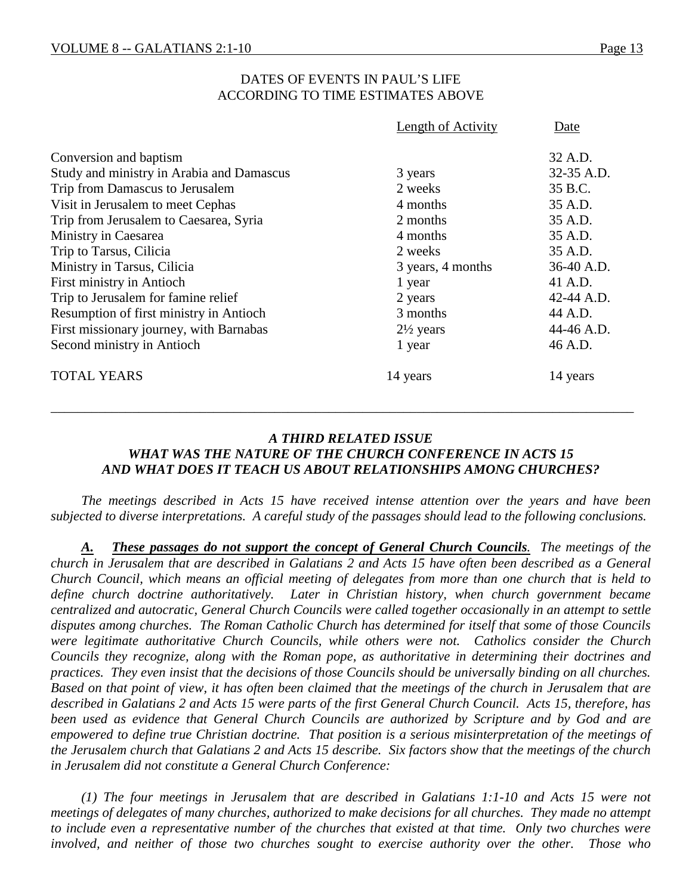## DATES OF EVENTS IN PAUL'S LIFE
## ACCORDING TO TIME ESTIMATES ABOVE

| | Length of Activity | Date |
|---|---|---|
| Conversion and baptism | | 32 A.D. |
| Study and ministry in Arabia and Damascus | 3 years | 32-35 A.D. |
| Trip from Damascus to Jerusalem | 2 weeks | 35 B.C. |
| Visit in Jerusalem to meet Cephas | 4 months | 35 A.D. |
| Trip from Jerusalem to Caesarea, Syria | 2 months | 35 A.D. |
| Ministry in Caesarea | 4 months | 35 A.D. |
| Trip to Tarsus, Cilicia | 2 weeks | 35 A.D. |
| Ministry in Tarsus, Cilicia | 3 years, 4 months | 36-40 A.D. |
| First ministry in Antioch | 1 year | 41 A.D. |
| Trip to Jerusalem for famine relief | 2 years | 42-44 A.D. |
| Resumption of first ministry in Antioch | 3 months | 44 A.D. |
| First missionary journey, with Barnabas | 2½ years | 44-46 A.D. |
| Second ministry in Antioch | 1 year | 46 A.D. |
| TOTAL YEARS | 14 years | 14 years |

---

### *A THIRD RELATED ISSUE*
### *WHAT WAS THE NATURE OF THE CHURCH CONFERENCE IN ACTS 15 AND WHAT DOES IT TEACH US ABOUT RELATIONSHIPS AMONG CHURCHES?*

*The meetings described in Acts 15 have received intense attention over the years and have been subjected to diverse interpretations. A careful study of the passages should lead to the following conclusions.*

***A. These passages do not support the concept of General Church Councils.*** *The meetings of the church in Jerusalem that are described in Galatians 2 and Acts 15 have often been described as a General Church Council, which means an official meeting of delegates from more than one church that is held to define church doctrine authoritatively. Later in Christian history, when church government became centralized and autocratic, General Church Councils were called together occasionally in an attempt to settle disputes among churches. The Roman Catholic Church has determined for itself that some of those Councils were legitimate authoritative Church Councils, while others were not. Catholics consider the Church Councils they recognize, along with the Roman pope, as authoritative in determining their doctrines and practices. They even insist that the decisions of those Councils should be universally binding on all churches. Based on that point of view, it has often been claimed that the meetings of the church in Jerusalem that are described in Galatians 2 and Acts 15 were parts of the first General Church Council. Acts 15, therefore, has been used as evidence that General Church Councils are authorized by Scripture and by God and are empowered to define true Christian doctrine. That position is a serious misinterpretation of the meetings of the Jerusalem church that Galatians 2 and Acts 15 describe. Six factors show that the meetings of the church in Jerusalem did not constitute a General Church Conference:*

*(1) The four meetings in Jerusalem that are described in Galatians 1:1-10 and Acts 15 were not meetings of delegates of many churches, authorized to make decisions for all churches. They made no attempt to include even a representative number of the churches that existed at that time. Only two churches were involved, and neither of those two churches sought to exercise authority over the other. Those who*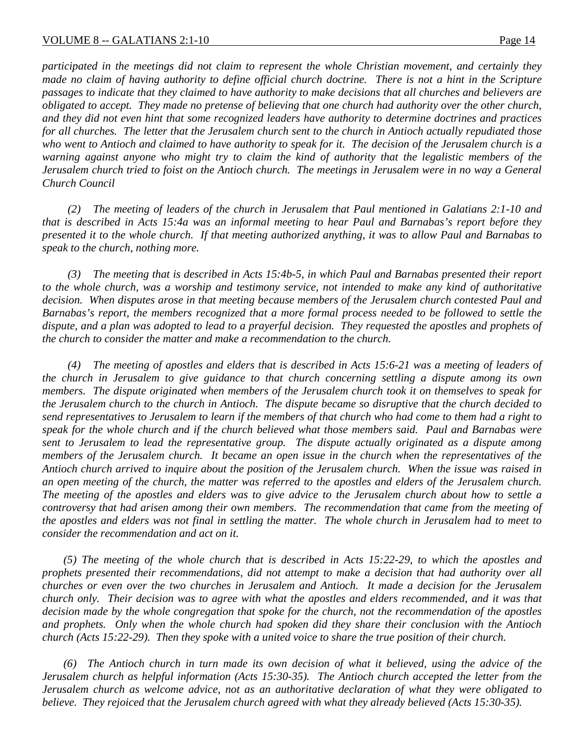*participated in the meetings did not claim to represent the whole Christian movement, and certainly they made no claim of having authority to define official church doctrine. There is not a hint in the Scripture passages to indicate that they claimed to have authority to make decisions that all churches and believers are obligated to accept. They made no pretense of believing that one church had authority over the other church, and they did not even hint that some recognized leaders have authority to determine doctrines and practices for all churches. The letter that the Jerusalem church sent to the church in Antioch actually repudiated those who went to Antioch and claimed to have authority to speak for it. The decision of the Jerusalem church is a warning against anyone who might try to claim the kind of authority that the legalistic members of the Jerusalem church tried to foist on the Antioch church. The meetings in Jerusalem were in no way a General Church Council*

*(2) The meeting of leaders of the church in Jerusalem that Paul mentioned in Galatians 2:1-10 and that is described in Acts 15:4a was an informal meeting to hear Paul and Barnabas's report before they presented it to the whole church. If that meeting authorized anything, it was to allow Paul and Barnabas to speak to the church, nothing more.*

*(3) The meeting that is described in Acts 15:4b-5, in which Paul and Barnabas presented their report to the whole church, was a worship and testimony service, not intended to make any kind of authoritative decision. When disputes arose in that meeting because members of the Jerusalem church contested Paul and Barnabas's report, the members recognized that a more formal process needed to be followed to settle the dispute, and a plan was adopted to lead to a prayerful decision. They requested the apostles and prophets of the church to consider the matter and make a recommendation to the church.*

*(4) The meeting of apostles and elders that is described in Acts 15:6-21 was a meeting of leaders of the church in Jerusalem to give guidance to that church concerning settling a dispute among its own members. The dispute originated when members of the Jerusalem church took it on themselves to speak for the Jerusalem church to the church in Antioch. The dispute became so disruptive that the church decided to send representatives to Jerusalem to learn if the members of that church who had come to them had a right to speak for the whole church and if the church believed what those members said. Paul and Barnabas were sent to Jerusalem to lead the representative group. The dispute actually originated as a dispute among members of the Jerusalem church. It became an open issue in the church when the representatives of the Antioch church arrived to inquire about the position of the Jerusalem church. When the issue was raised in an open meeting of the church, the matter was referred to the apostles and elders of the Jerusalem church. The meeting of the apostles and elders was to give advice to the Jerusalem church about how to settle a controversy that had arisen among their own members. The recommendation that came from the meeting of the apostles and elders was not final in settling the matter. The whole church in Jerusalem had to meet to consider the recommendation and act on it.*

*(5) The meeting of the whole church that is described in Acts 15:22-29, to which the apostles and prophets presented their recommendations, did not attempt to make a decision that had authority over all churches or even over the two churches in Jerusalem and Antioch. It made a decision for the Jerusalem church only. Their decision was to agree with what the apostles and elders recommended, and it was that decision made by the whole congregation that spoke for the church, not the recommendation of the apostles and prophets. Only when the whole church had spoken did they share their conclusion with the Antioch church (Acts 15:22-29). Then they spoke with a united voice to share the true position of their church.*

*(6) The Antioch church in turn made its own decision of what it believed, using the advice of the Jerusalem church as helpful information (Acts 15:30-35). The Antioch church accepted the letter from the Jerusalem church as welcome advice, not as an authoritative declaration of what they were obligated to believe. They rejoiced that the Jerusalem church agreed with what they already believed (Acts 15:30-35).*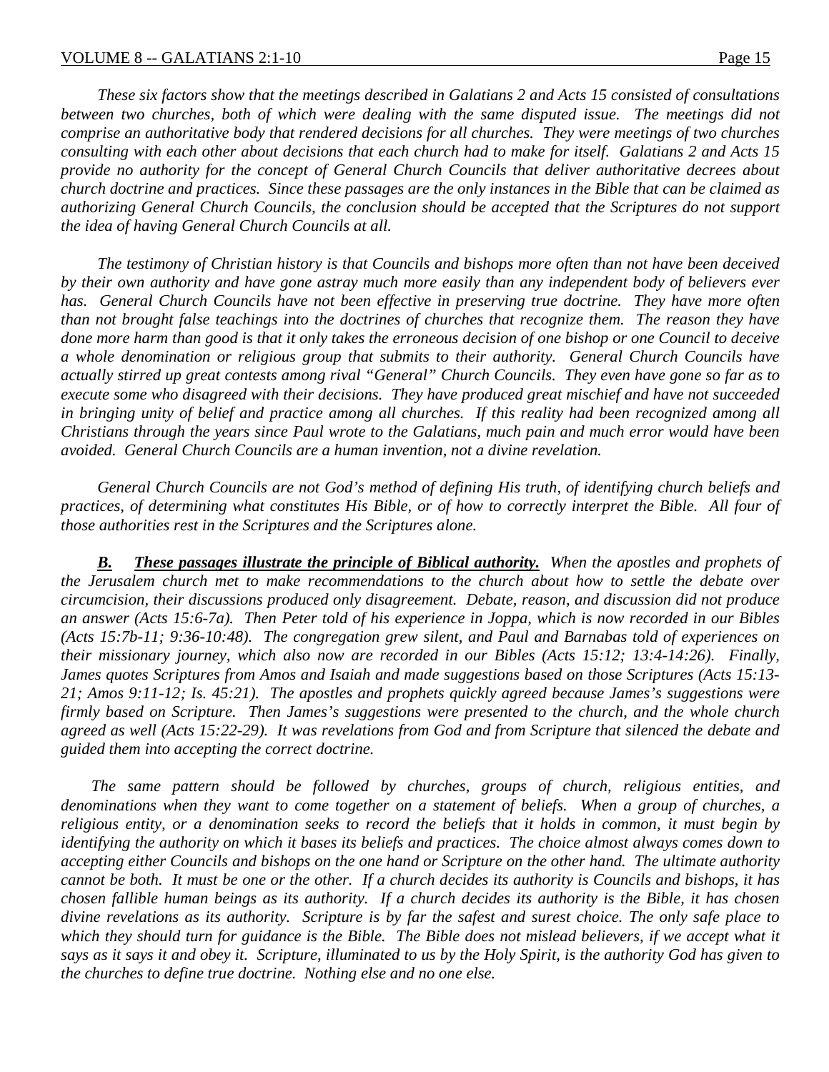*These six factors show that the meetings described in Galatians 2 and Acts 15 consisted of consultations between two churches, both of which were dealing with the same disputed issue. The meetings did not comprise an authoritative body that rendered decisions for all churches. They were meetings of two churches consulting with each other about decisions that each church had to make for itself. Galatians 2 and Acts 15 provide no authority for the concept of General Church Councils that deliver authoritative decrees about church doctrine and practices. Since these passages are the only instances in the Bible that can be claimed as authorizing General Church Councils, the conclusion should be accepted that the Scriptures do not support the idea of having General Church Councils at all.*

*The testimony of Christian history is that Councils and bishops more often than not have been deceived by their own authority and have gone astray much more easily than any independent body of believers ever has. General Church Councils have not been effective in preserving true doctrine. They have more often than not brought false teachings into the doctrines of churches that recognize them. The reason they have done more harm than good is that it only takes the erroneous decision of one bishop or one Council to deceive a whole denomination or religious group that submits to their authority. General Church Councils have actually stirred up great contests among rival "General" Church Councils. They even have gone so far as to execute some who disagreed with their decisions. They have produced great mischief and have not succeeded in bringing unity of belief and practice among all churches. If this reality had been recognized among all Christians through the years since Paul wrote to the Galatians, much pain and much error would have been avoided. General Church Councils are a human invention, not a divine revelation.*

*General Church Councils are not God's method of defining His truth, of identifying church beliefs and practices, of determining what constitutes His Bible, or of how to correctly interpret the Bible. All four of those authorities rest in the Scriptures and the Scriptures alone.*

***B. These passages illustrate the principle of Biblical authority.*** *When the apostles and prophets of the Jerusalem church met to make recommendations to the church about how to settle the debate over circumcision, their discussions produced only disagreement. Debate, reason, and discussion did not produce an answer (Acts 15:6-7a). Then Peter told of his experience in Joppa, which is now recorded in our Bibles (Acts 15:7b-11; 9:36-10:48). The congregation grew silent, and Paul and Barnabas told of experiences on their missionary journey, which also now are recorded in our Bibles (Acts 15:12; 13:4-14:26). Finally, James quotes Scriptures from Amos and Isaiah and made suggestions based on those Scriptures (Acts 15:13-21; Amos 9:11-12; Is. 45:21). The apostles and prophets quickly agreed because James's suggestions were firmly based on Scripture. Then James's suggestions were presented to the church, and the whole church agreed as well (Acts 15:22-29). It was revelations from God and from Scripture that silenced the debate and guided them into accepting the correct doctrine.*

*The same pattern should be followed by churches, groups of church, religious entities, and denominations when they want to come together on a statement of beliefs. When a group of churches, a religious entity, or a denomination seeks to record the beliefs that it holds in common, it must begin by identifying the authority on which it bases its beliefs and practices. The choice almost always comes down to accepting either Councils and bishops on the one hand or Scripture on the other hand. The ultimate authority cannot be both. It must be one or the other. If a church decides its authority is Councils and bishops, it has chosen fallible human beings as its authority. If a church decides its authority is the Bible, it has chosen divine revelations as its authority. Scripture is by far the safest and surest choice. The only safe place to which they should turn for guidance is the Bible. The Bible does not mislead believers, if we accept what it says as it says it and obey it. Scripture, illuminated to us by the Holy Spirit, is the authority God has given to the churches to define true doctrine. Nothing else and no one else.*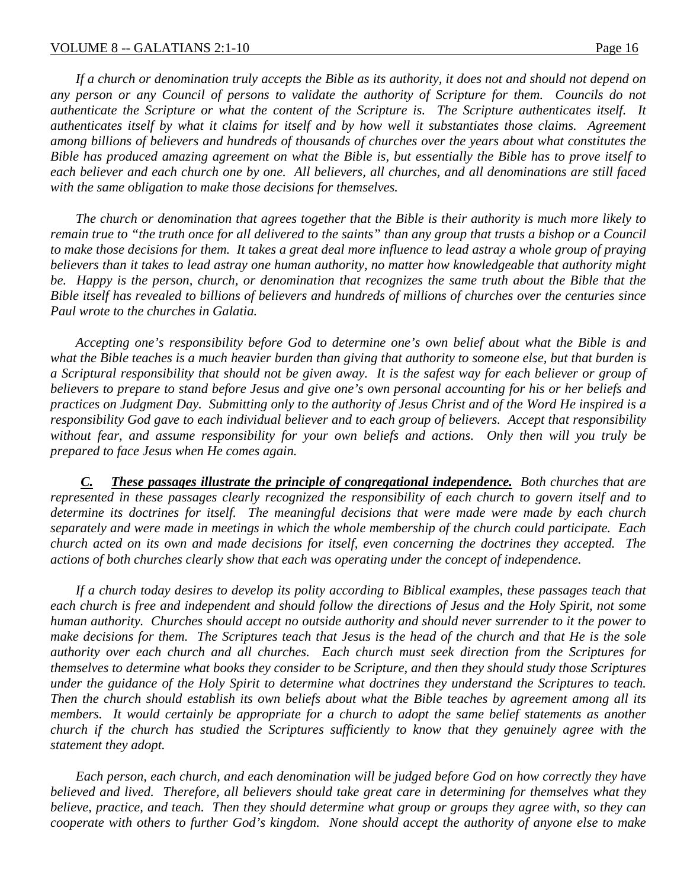*If a church or denomination truly accepts the Bible as its authority, it does not and should not depend on any person or any Council of persons to validate the authority of Scripture for them. Councils do not authenticate the Scripture or what the content of the Scripture is. The Scripture authenticates itself. It authenticates itself by what it claims for itself and by how well it substantiates those claims. Agreement among billions of believers and hundreds of thousands of churches over the years about what constitutes the Bible has produced amazing agreement on what the Bible is, but essentially the Bible has to prove itself to each believer and each church one by one. All believers, all churches, and all denominations are still faced with the same obligation to make those decisions for themselves.*

*The church or denomination that agrees together that the Bible is their authority is much more likely to remain true to "the truth once for all delivered to the saints" than any group that trusts a bishop or a Council to make those decisions for them. It takes a great deal more influence to lead astray a whole group of praying believers than it takes to lead astray one human authority, no matter how knowledgeable that authority might be. Happy is the person, church, or denomination that recognizes the same truth about the Bible that the Bible itself has revealed to billions of believers and hundreds of millions of churches over the centuries since Paul wrote to the churches in Galatia.*

*Accepting one's responsibility before God to determine one's own belief about what the Bible is and what the Bible teaches is a much heavier burden than giving that authority to someone else, but that burden is a Scriptural responsibility that should not be given away. It is the safest way for each believer or group of believers to prepare to stand before Jesus and give one's own personal accounting for his or her beliefs and practices on Judgment Day. Submitting only to the authority of Jesus Christ and of the Word He inspired is a responsibility God gave to each individual believer and to each group of believers. Accept that responsibility without fear, and assume responsibility for your own beliefs and actions. Only then will you truly be prepared to face Jesus when He comes again.*

***C. These passages illustrate the principle of congregational independence.*** *Both churches that are represented in these passages clearly recognized the responsibility of each church to govern itself and to determine its doctrines for itself. The meaningful decisions that were made were made by each church separately and were made in meetings in which the whole membership of the church could participate. Each church acted on its own and made decisions for itself, even concerning the doctrines they accepted. The actions of both churches clearly show that each was operating under the concept of independence.*

*If a church today desires to develop its polity according to Biblical examples, these passages teach that each church is free and independent and should follow the directions of Jesus and the Holy Spirit, not some human authority. Churches should accept no outside authority and should never surrender to it the power to make decisions for them. The Scriptures teach that Jesus is the head of the church and that He is the sole authority over each church and all churches. Each church must seek direction from the Scriptures for themselves to determine what books they consider to be Scripture, and then they should study those Scriptures under the guidance of the Holy Spirit to determine what doctrines they understand the Scriptures to teach. Then the church should establish its own beliefs about what the Bible teaches by agreement among all its members. It would certainly be appropriate for a church to adopt the same belief statements as another church if the church has studied the Scriptures sufficiently to know that they genuinely agree with the statement they adopt.*

*Each person, each church, and each denomination will be judged before God on how correctly they have believed and lived. Therefore, all believers should take great care in determining for themselves what they believe, practice, and teach. Then they should determine what group or groups they agree with, so they can cooperate with others to further God's kingdom. None should accept the authority of anyone else to make*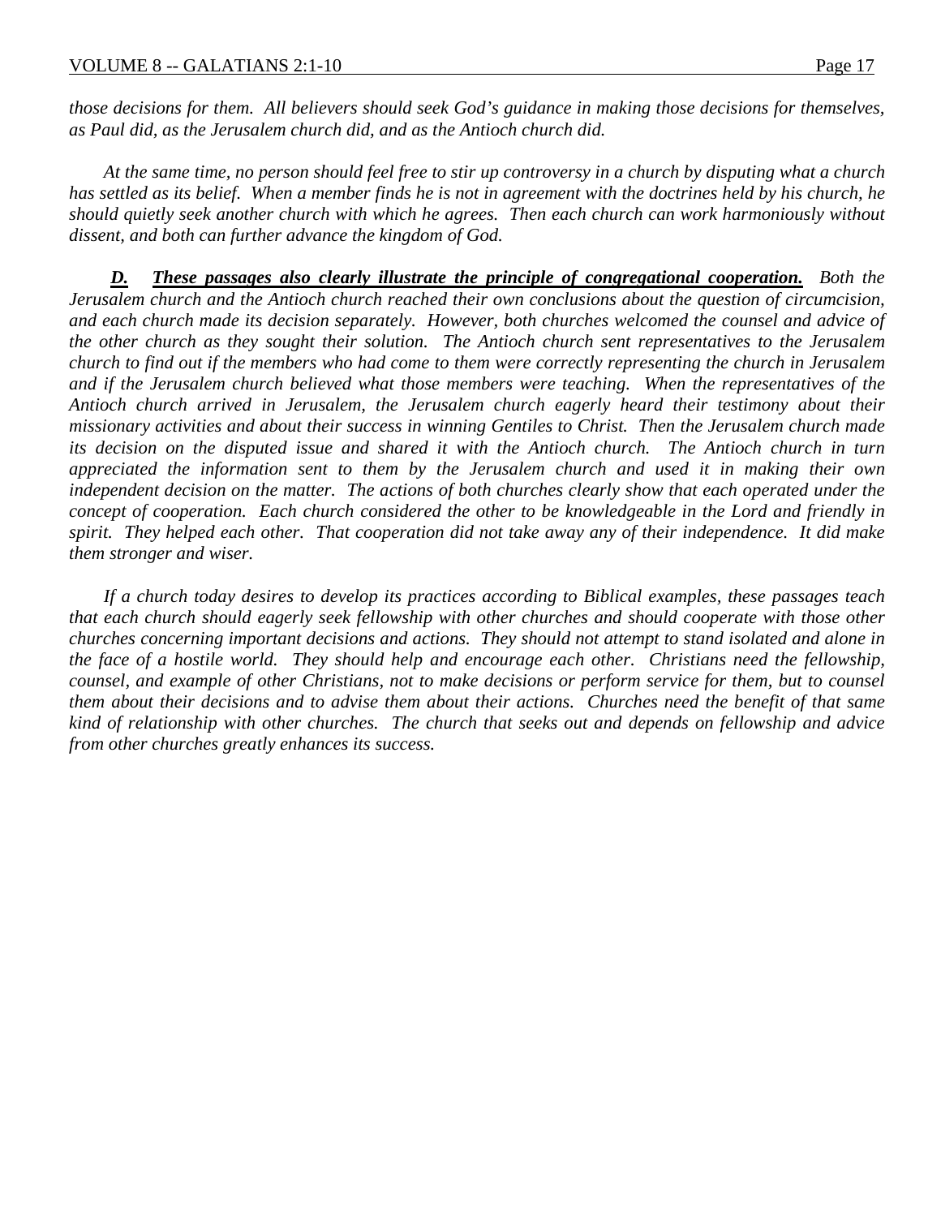*those decisions for them. All believers should seek God's guidance in making those decisions for themselves, as Paul did, as the Jerusalem church did, and as the Antioch church did.*

*At the same time, no person should feel free to stir up controversy in a church by disputing what a church has settled as its belief. When a member finds he is not in agreement with the doctrines held by his church, he should quietly seek another church with which he agrees. Then each church can work harmoniously without dissent, and both can further advance the kingdom of God.*

***<u>D. These passages also clearly illustrate the principle of congregational cooperation.</u>*** *Both the Jerusalem church and the Antioch church reached their own conclusions about the question of circumcision, and each church made its decision separately. However, both churches welcomed the counsel and advice of the other church as they sought their solution. The Antioch church sent representatives to the Jerusalem church to find out if the members who had come to them were correctly representing the church in Jerusalem and if the Jerusalem church believed what those members were teaching. When the representatives of the Antioch church arrived in Jerusalem, the Jerusalem church eagerly heard their testimony about their missionary activities and about their success in winning Gentiles to Christ. Then the Jerusalem church made its decision on the disputed issue and shared it with the Antioch church. The Antioch church in turn appreciated the information sent to them by the Jerusalem church and used it in making their own independent decision on the matter. The actions of both churches clearly show that each operated under the concept of cooperation. Each church considered the other to be knowledgeable in the Lord and friendly in spirit. They helped each other. That cooperation did not take away any of their independence. It did make them stronger and wiser.*

*If a church today desires to develop its practices according to Biblical examples, these passages teach that each church should eagerly seek fellowship with other churches and should cooperate with those other churches concerning important decisions and actions. They should not attempt to stand isolated and alone in the face of a hostile world. They should help and encourage each other. Christians need the fellowship, counsel, and example of other Christians, not to make decisions or perform service for them, but to counsel them about their decisions and to advise them about their actions. Churches need the benefit of that same kind of relationship with other churches. The church that seeks out and depends on fellowship and advice from other churches greatly enhances its success.*